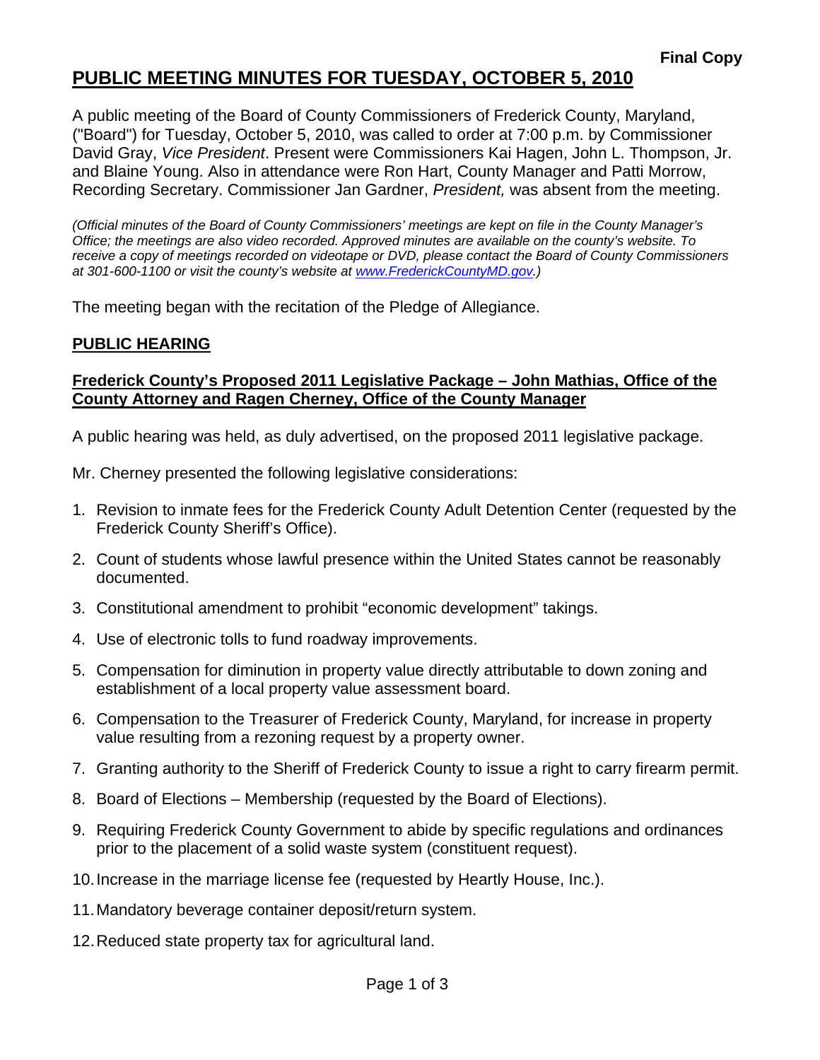**Final Copy**

# PUBLIC MEETING MINUTES FOR TUESDAY, OCTOBER 5, 2010

A public meeting of the Board of County Commissioners of Frederick County, Maryland, ("Board") for Tuesday, October 5, 2010, was called to order at 7:00 p.m. by Commissioner David Gray, *Vice President*. Present were Commissioners Kai Hagen, John L. Thompson, Jr. and Blaine Young. Also in attendance were Ron Hart, County Manager and Patti Morrow, Recording Secretary. Commissioner Jan Gardner, *President,* was absent from the meeting.

*(Official minutes of the Board of County Commissioners' meetings are kept on file in the County Manager's Office; the meetings are also video recorded. Approved minutes are available on the county's website. To receive a copy of meetings recorded on videotape or DVD, please contact the Board of County Commissioners at 301-600-1100 or visit the county's website at www.FrederickCountyMD.gov.)*

The meeting began with the recitation of the Pledge of Allegiance.

## PUBLIC HEARING

### Frederick County's Proposed 2011 Legislative Package – John Mathias, Office of the County Attorney and Ragen Cherney, Office of the County Manager

A public hearing was held, as duly advertised, on the proposed 2011 legislative package.

Mr. Cherney presented the following legislative considerations:

1. Revision to inmate fees for the Frederick County Adult Detention Center (requested by the Frederick County Sheriff's Office).
2. Count of students whose lawful presence within the United States cannot be reasonably documented.
3. Constitutional amendment to prohibit "economic development" takings.
4. Use of electronic tolls to fund roadway improvements.
5. Compensation for diminution in property value directly attributable to down zoning and establishment of a local property value assessment board.
6. Compensation to the Treasurer of Frederick County, Maryland, for increase in property value resulting from a rezoning request by a property owner.
7. Granting authority to the Sheriff of Frederick County to issue a right to carry firearm permit.
8. Board of Elections – Membership (requested by the Board of Elections).
9. Requiring Frederick County Government to abide by specific regulations and ordinances prior to the placement of a solid waste system (constituent request).
10. Increase in the marriage license fee (requested by Heartly House, Inc.).
11. Mandatory beverage container deposit/return system.
12. Reduced state property tax for agricultural land.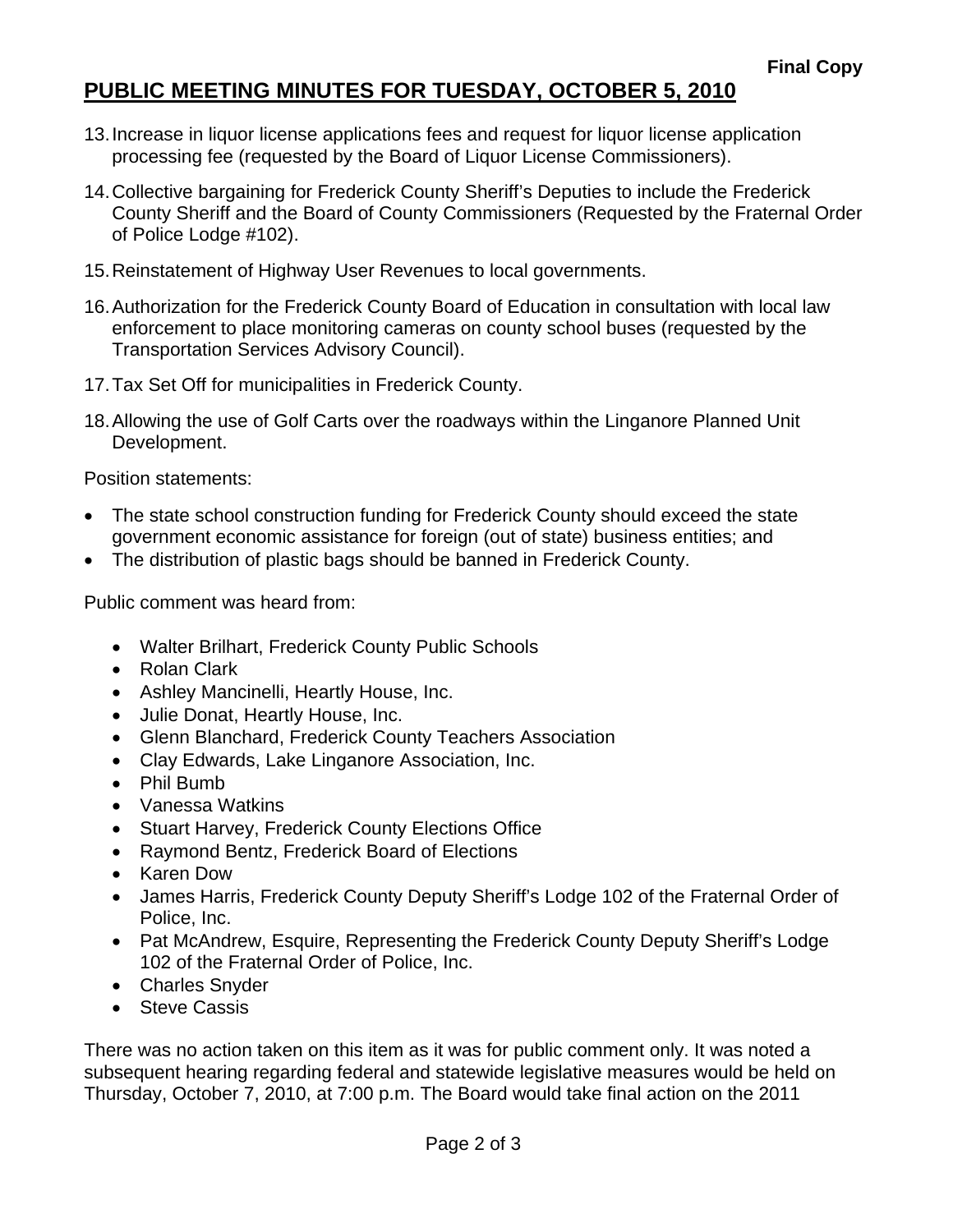13. Increase in liquor license applications fees and request for liquor license application processing fee (requested by the Board of Liquor License Commissioners).

14. Collective bargaining for Frederick County Sheriff's Deputies to include the Frederick County Sheriff and the Board of County Commissioners (Requested by the Fraternal Order of Police Lodge #102).

15. Reinstatement of Highway User Revenues to local governments.

16. Authorization for the Frederick County Board of Education in consultation with local law enforcement to place monitoring cameras on county school buses (requested by the Transportation Services Advisory Council).

17. Tax Set Off for municipalities in Frederick County.

18. Allowing the use of Golf Carts over the roadways within the Linganore Planned Unit Development.

Position statements:

- The state school construction funding for Frederick County should exceed the state government economic assistance for foreign (out of state) business entities; and
- The distribution of plastic bags should be banned in Frederick County.

Public comment was heard from:

- Walter Brilhart, Frederick County Public Schools
- Rolan Clark
- Ashley Mancinelli, Heartly House, Inc.
- Julie Donat, Heartly House, Inc.
- Glenn Blanchard, Frederick County Teachers Association
- Clay Edwards, Lake Linganore Association, Inc.
- Phil Bumb
- Vanessa Watkins
- Stuart Harvey, Frederick County Elections Office
- Raymond Bentz, Frederick Board of Elections
- Karen Dow
- James Harris, Frederick County Deputy Sheriff's Lodge 102 of the Fraternal Order of Police, Inc.
- Pat McAndrew, Esquire, Representing the Frederick County Deputy Sheriff's Lodge 102 of the Fraternal Order of Police, Inc.
- Charles Snyder
- Steve Cassis

There was no action taken on this item as it was for public comment only. It was noted a subsequent hearing regarding federal and statewide legislative measures would be held on Thursday, October 7, 2010, at 7:00 p.m. The Board would take final action on the 2011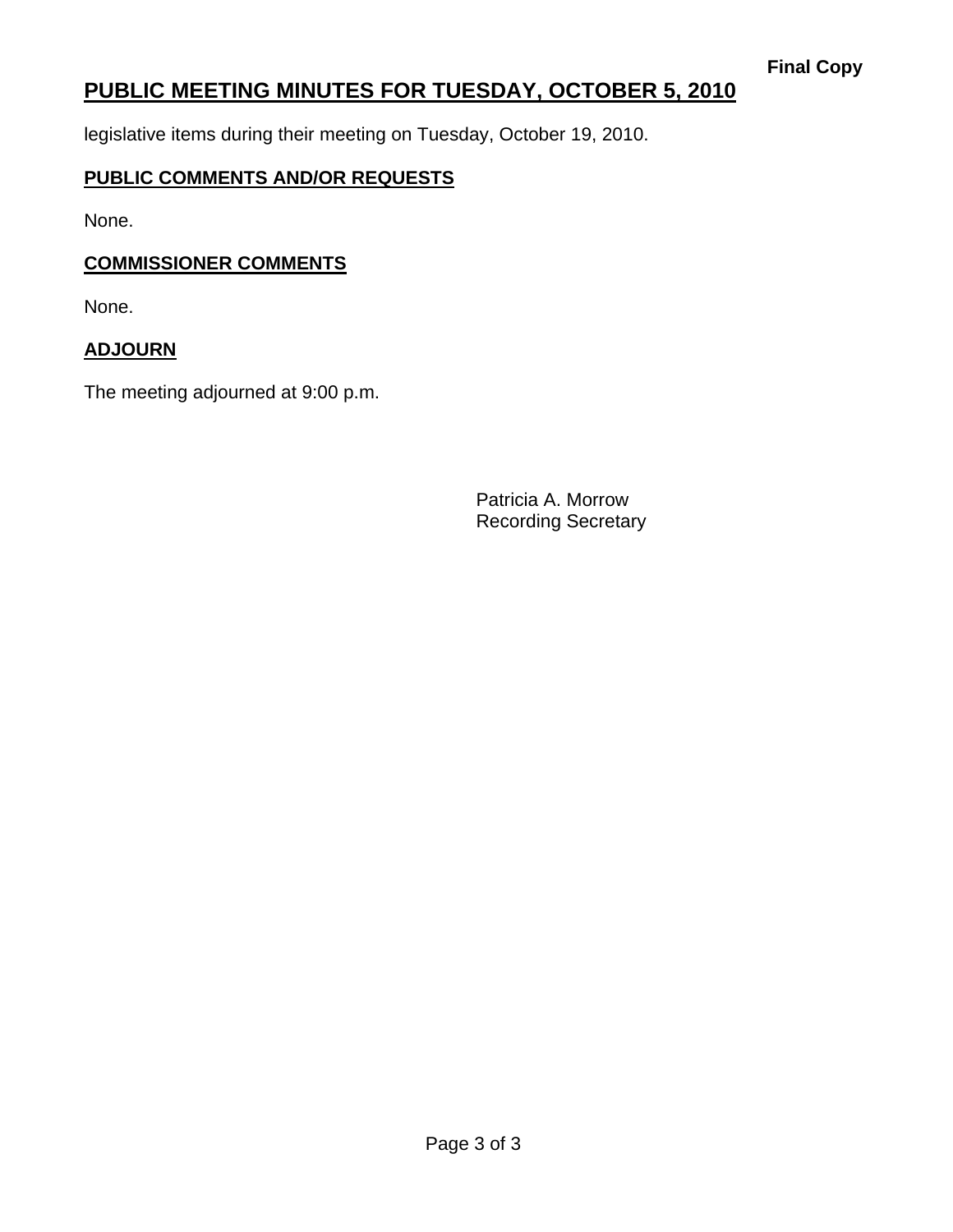legislative items during their meeting on Tuesday, October 19, 2010.

## PUBLIC COMMENTS AND/OR REQUESTS

None.

## COMMISSIONER COMMENTS

None.

## ADJOURN

The meeting adjourned at 9:00 p.m.

Patricia A. Morrow
Recording Secretary